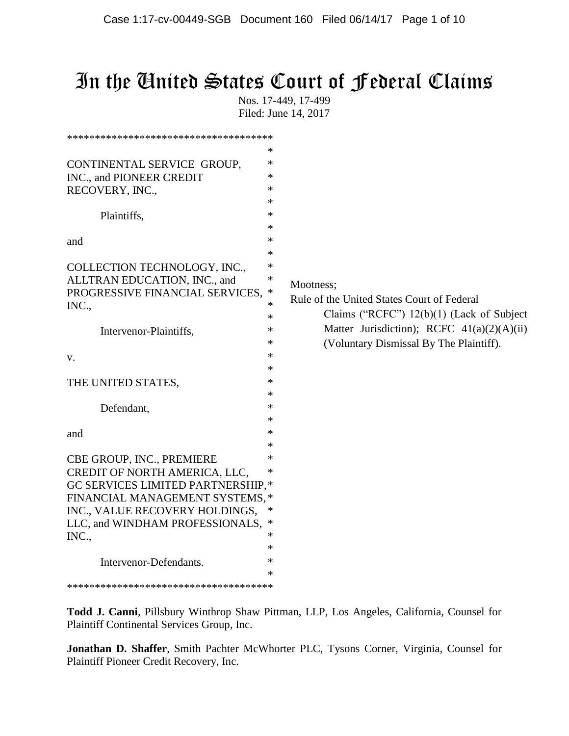# In the United States Court of Federal Claims

Nos. 17-449, 17-499
Filed: June 14, 2017

CONTINENTAL SERVICE GROUP, INC., and PIONEER CREDIT RECOVERY, INC.,

Plaintiffs,

and

COLLECTION TECHNOLOGY, INC., ALLTRAN EDUCATION, INC., and PROGRESSIVE FINANCIAL SERVICES, INC.,

Intervenor-Plaintiffs,

v.

THE UNITED STATES,

Defendant,

and

CBE GROUP, INC., PREMIERE CREDIT OF NORTH AMERICA, LLC, GC SERVICES LIMITED PARTNERSHIP, FINANCIAL MANAGEMENT SYSTEMS, INC., VALUE RECOVERY HOLDINGS, LLC, and WINDHAM PROFESSIONALS, INC.,

Intervenor-Defendants.

Mootness;
Rule of the United States Court of Federal Claims ("RCFC") 12(b)(1) (Lack of Subject Matter Jurisdiction); RCFC 41(a)(2)(A)(ii) (Voluntary Dismissal By The Plaintiff).

**Todd J. Canni**, Pillsbury Winthrop Shaw Pittman, LLP, Los Angeles, California, Counsel for Plaintiff Continental Services Group, Inc.

**Jonathan D. Shaffer**, Smith Pachter McWhorter PLC, Tysons Corner, Virginia, Counsel for Plaintiff Pioneer Credit Recovery, Inc.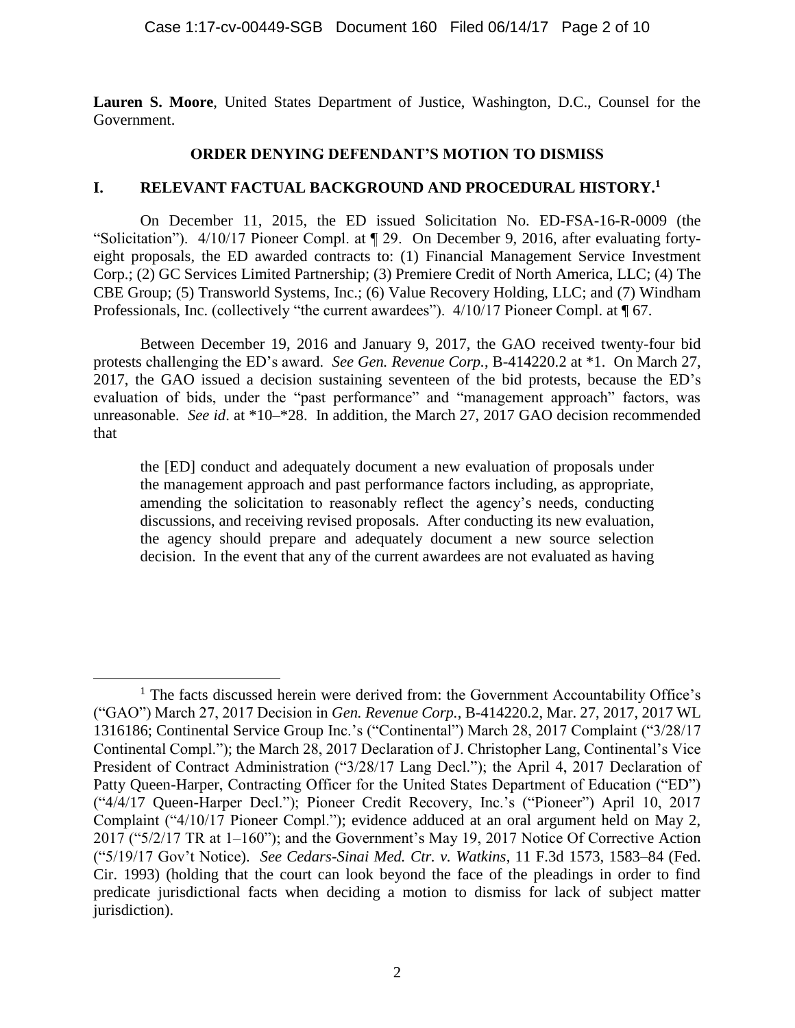**Lauren S. Moore**, United States Department of Justice, Washington, D.C., Counsel for the Government.

## ORDER DENYING DEFENDANT'S MOTION TO DISMISS

## I. RELEVANT FACTUAL BACKGROUND AND PROCEDURAL HISTORY.[1]

On December 11, 2015, the ED issued Solicitation No. ED-FSA-16-R-0009 (the "Solicitation"). 4/10/17 Pioneer Compl. at ¶ 29. On December 9, 2016, after evaluating forty-eight proposals, the ED awarded contracts to: (1) Financial Management Service Investment Corp.; (2) GC Services Limited Partnership; (3) Premiere Credit of North America, LLC; (4) The CBE Group; (5) Transworld Systems, Inc.; (6) Value Recovery Holding, LLC; and (7) Windham Professionals, Inc. (collectively "the current awardees"). 4/10/17 Pioneer Compl. at ¶ 67.

Between December 19, 2016 and January 9, 2017, the GAO received twenty-four bid protests challenging the ED's award. *See Gen. Revenue Corp.*, B-414220.2 at *1. On March 27, 2017, the GAO issued a decision sustaining seventeen of the bid protests, because the ED's evaluation of bids, under the "past performance" and "management approach" factors, was unreasonable. *See id*. at *10–*28. In addition, the March 27, 2017 GAO decision recommended that

> the [ED] conduct and adequately document a new evaluation of proposals under the management approach and past performance factors including, as appropriate, amending the solicitation to reasonably reflect the agency's needs, conducting discussions, and receiving revised proposals. After conducting its new evaluation, the agency should prepare and adequately document a new source selection decision. In the event that any of the current awardees are not evaluated as having

---

[1] The facts discussed herein were derived from: the Government Accountability Office's ("GAO") March 27, 2017 Decision in *Gen. Revenue Corp.*, B-414220.2, Mar. 27, 2017, 2017 WL 1316186; Continental Service Group Inc.'s ("Continental") March 28, 2017 Complaint ("3/28/17 Continental Compl."); the March 28, 2017 Declaration of J. Christopher Lang, Continental's Vice President of Contract Administration ("3/28/17 Lang Decl."); the April 4, 2017 Declaration of Patty Queen-Harper, Contracting Officer for the United States Department of Education ("ED") ("4/4/17 Queen-Harper Decl."); Pioneer Credit Recovery, Inc.'s ("Pioneer") April 10, 2017 Complaint ("4/10/17 Pioneer Compl."); evidence adduced at an oral argument held on May 2, 2017 ("5/2/17 TR at 1–160"); and the Government's May 19, 2017 Notice Of Corrective Action ("5/19/17 Gov't Notice). *See Cedars-Sinai Med. Ctr. v. Watkins*, 11 F.3d 1573, 1583–84 (Fed. Cir. 1993) (holding that the court can look beyond the face of the pleadings in order to find predicate jurisdictional facts when deciding a motion to dismiss for lack of subject matter jurisdiction).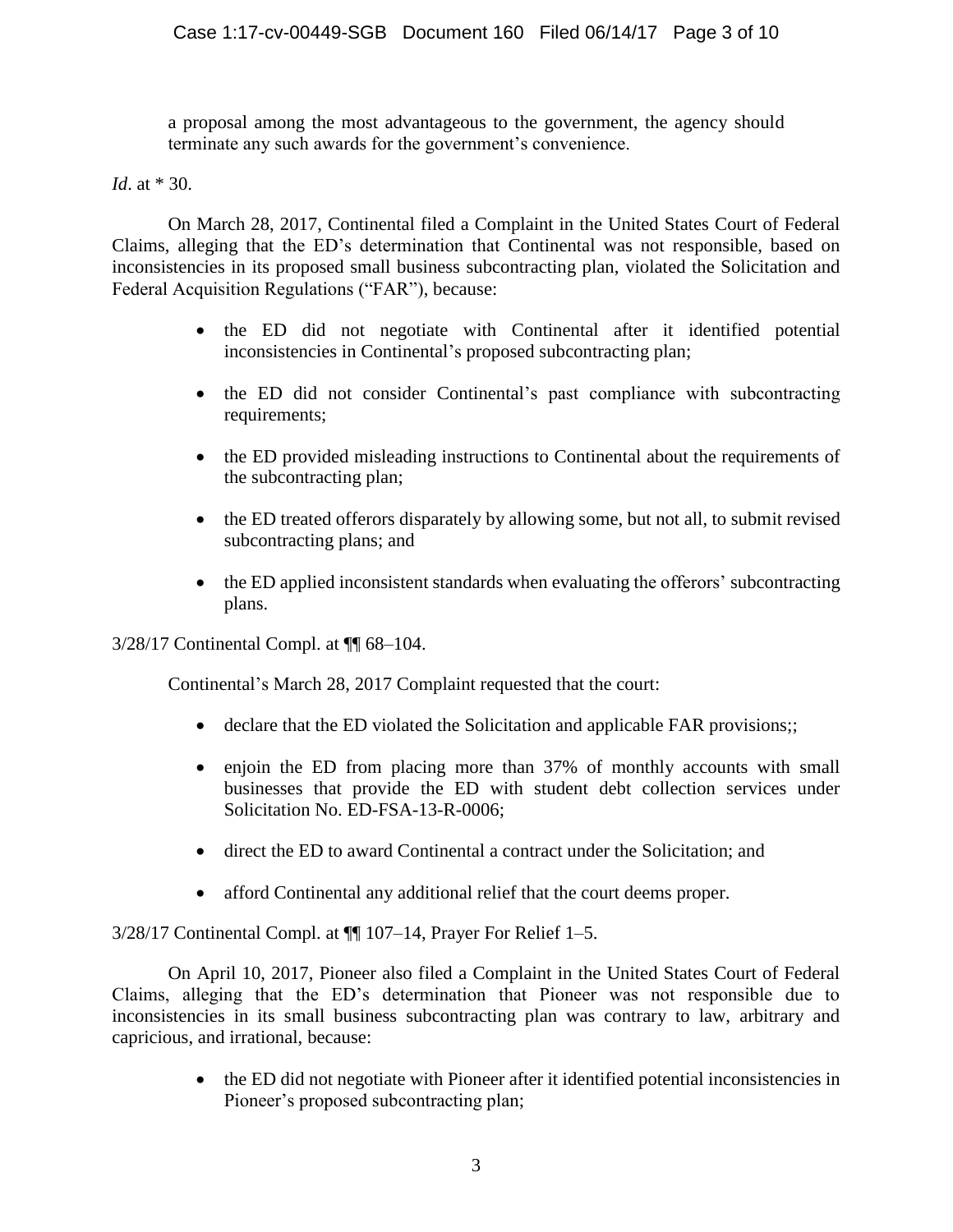> a proposal among the most advantageous to the government, the agency should terminate any such awards for the government's convenience.

*Id*. at * 30.

On March 28, 2017, Continental filed a Complaint in the United States Court of Federal Claims, alleging that the ED's determination that Continental was not responsible, based on inconsistencies in its proposed small business subcontracting plan, violated the Solicitation and Federal Acquisition Regulations ("FAR"), because:

- the ED did not negotiate with Continental after it identified potential inconsistencies in Continental's proposed subcontracting plan;
- the ED did not consider Continental's past compliance with subcontracting requirements;
- the ED provided misleading instructions to Continental about the requirements of the subcontracting plan;
- the ED treated offerors disparately by allowing some, but not all, to submit revised subcontracting plans; and
- the ED applied inconsistent standards when evaluating the offerors' subcontracting plans.

3/28/17 Continental Compl. at ¶¶ 68–104.

Continental's March 28, 2017 Complaint requested that the court:

- declare that the ED violated the Solicitation and applicable FAR provisions;;
- enjoin the ED from placing more than 37% of monthly accounts with small businesses that provide the ED with student debt collection services under Solicitation No. ED-FSA-13-R-0006;
- direct the ED to award Continental a contract under the Solicitation; and
- afford Continental any additional relief that the court deems proper.

3/28/17 Continental Compl. at ¶¶ 107–14, Prayer For Relief 1–5.

On April 10, 2017, Pioneer also filed a Complaint in the United States Court of Federal Claims, alleging that the ED's determination that Pioneer was not responsible due to inconsistencies in its small business subcontracting plan was contrary to law, arbitrary and capricious, and irrational, because:

- the ED did not negotiate with Pioneer after it identified potential inconsistencies in Pioneer's proposed subcontracting plan;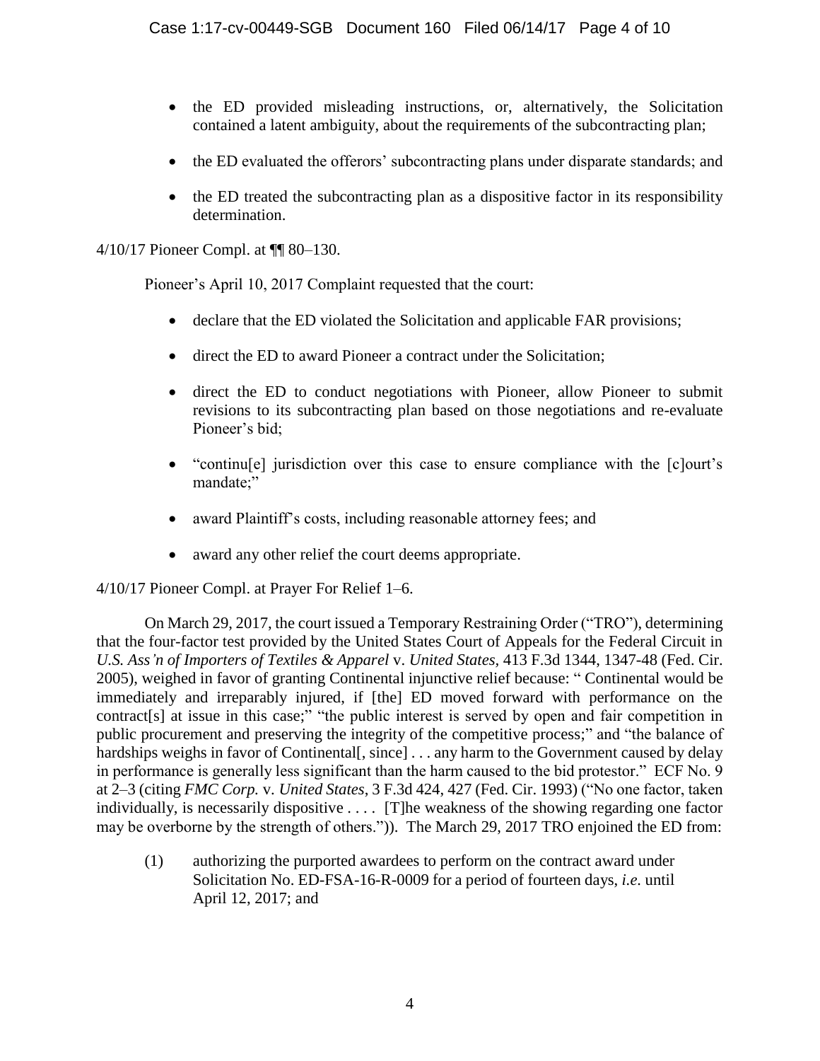- the ED provided misleading instructions, or, alternatively, the Solicitation contained a latent ambiguity, about the requirements of the subcontracting plan;
- the ED evaluated the offerors' subcontracting plans under disparate standards; and
- the ED treated the subcontracting plan as a dispositive factor in its responsibility determination.

4/10/17 Pioneer Compl. at ¶¶ 80–130.

Pioneer's April 10, 2017 Complaint requested that the court:

- declare that the ED violated the Solicitation and applicable FAR provisions;
- direct the ED to award Pioneer a contract under the Solicitation;
- direct the ED to conduct negotiations with Pioneer, allow Pioneer to submit revisions to its subcontracting plan based on those negotiations and re-evaluate Pioneer's bid;
- "continu[e] jurisdiction over this case to ensure compliance with the [c]ourt's mandate;"
- award Plaintiff's costs, including reasonable attorney fees; and
- award any other relief the court deems appropriate.

4/10/17 Pioneer Compl. at Prayer For Relief 1–6.

On March 29, 2017, the court issued a Temporary Restraining Order ("TRO"), determining that the four-factor test provided by the United States Court of Appeals for the Federal Circuit in *U.S. Ass'n of Importers of Textiles & Apparel* v. *United States*, 413 F.3d 1344, 1347-48 (Fed. Cir. 2005), weighed in favor of granting Continental injunctive relief because: " Continental would be immediately and irreparably injured, if [the] ED moved forward with performance on the contract[s] at issue in this case;" "the public interest is served by open and fair competition in public procurement and preserving the integrity of the competitive process;" and "the balance of hardships weighs in favor of Continental[, since] . . . any harm to the Government caused by delay in performance is generally less significant than the harm caused to the bid protestor." ECF No. 9 at 2–3 (citing *FMC Corp.* v. *United States*, 3 F.3d 424, 427 (Fed. Cir. 1993) ("No one factor, taken individually, is necessarily dispositive . . . . [T]he weakness of the showing regarding one factor may be overborne by the strength of others.")). The March 29, 2017 TRO enjoined the ED from:

(1) authorizing the purported awardees to perform on the contract award under Solicitation No. ED-FSA-16-R-0009 for a period of fourteen days, *i.e.* until April 12, 2017; and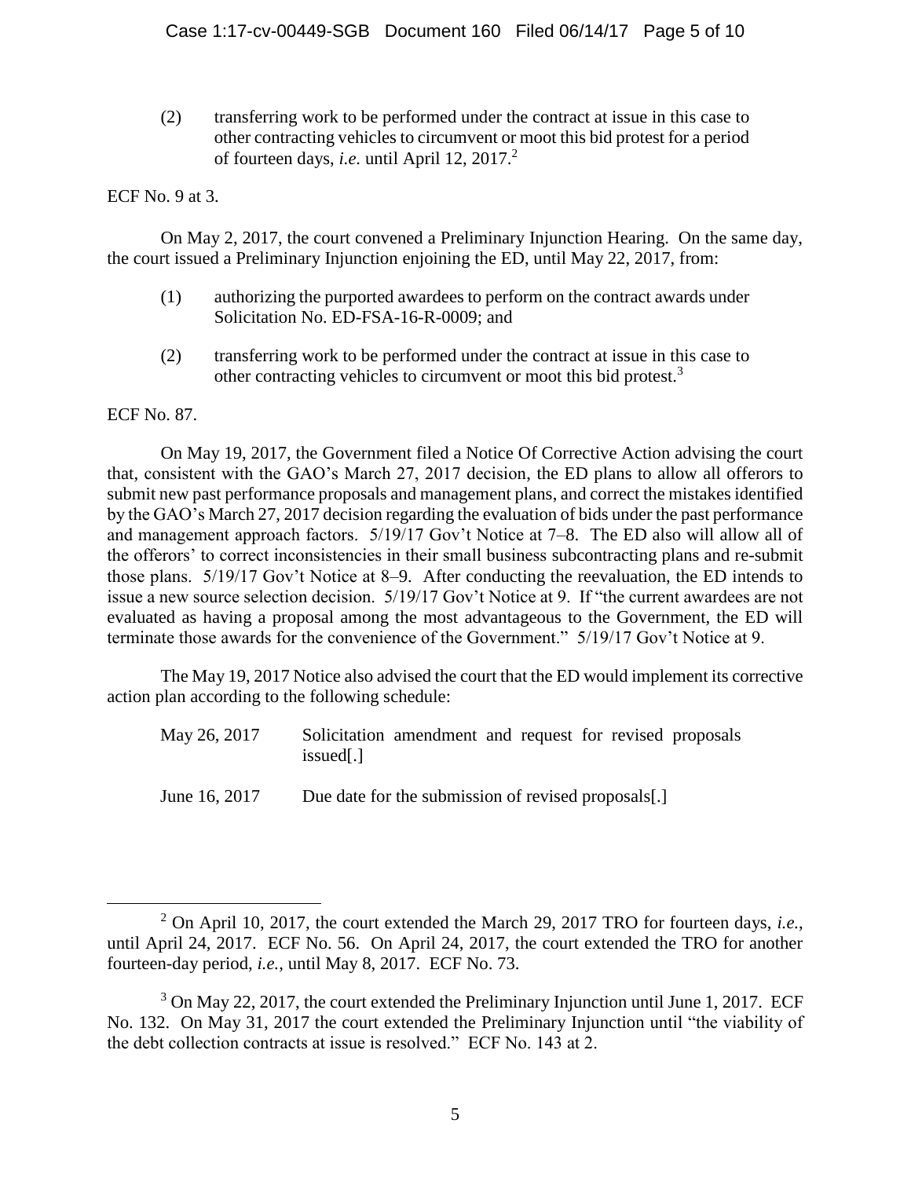(2) transferring work to be performed under the contract at issue in this case to other contracting vehicles to circumvent or moot this bid protest for a period of fourteen days, *i.e.* until April 12, 2017.[2]

ECF No. 9 at 3.

On May 2, 2017, the court convened a Preliminary Injunction Hearing. On the same day, the court issued a Preliminary Injunction enjoining the ED, until May 22, 2017, from:

(1) authorizing the purported awardees to perform on the contract awards under Solicitation No. ED-FSA-16-R-0009; and

(2) transferring work to be performed under the contract at issue in this case to other contracting vehicles to circumvent or moot this bid protest.[3]

ECF No. 87.

On May 19, 2017, the Government filed a Notice Of Corrective Action advising the court that, consistent with the GAO's March 27, 2017 decision, the ED plans to allow all offerors to submit new past performance proposals and management plans, and correct the mistakes identified by the GAO's March 27, 2017 decision regarding the evaluation of bids under the past performance and management approach factors. 5/19/17 Gov't Notice at 7–8. The ED also will allow all of the offerors' to correct inconsistencies in their small business subcontracting plans and re-submit those plans. 5/19/17 Gov't Notice at 8–9. After conducting the reevaluation, the ED intends to issue a new source selection decision. 5/19/17 Gov't Notice at 9. If "the current awardees are not evaluated as having a proposal among the most advantageous to the Government, the ED will terminate those awards for the convenience of the Government." 5/19/17 Gov't Notice at 9.

The May 19, 2017 Notice also advised the court that the ED would implement its corrective action plan according to the following schedule:

May 26, 2017 — Solicitation amendment and request for revised proposals issued[.]

June 16, 2017 — Due date for the submission of revised proposals[.]

---

[2] On April 10, 2017, the court extended the March 29, 2017 TRO for fourteen days, *i.e.*, until April 24, 2017. ECF No. 56. On April 24, 2017, the court extended the TRO for another fourteen-day period, *i.e.*, until May 8, 2017. ECF No. 73.

[3] On May 22, 2017, the court extended the Preliminary Injunction until June 1, 2017. ECF No. 132. On May 31, 2017 the court extended the Preliminary Injunction until "the viability of the debt collection contracts at issue is resolved." ECF No. 143 at 2.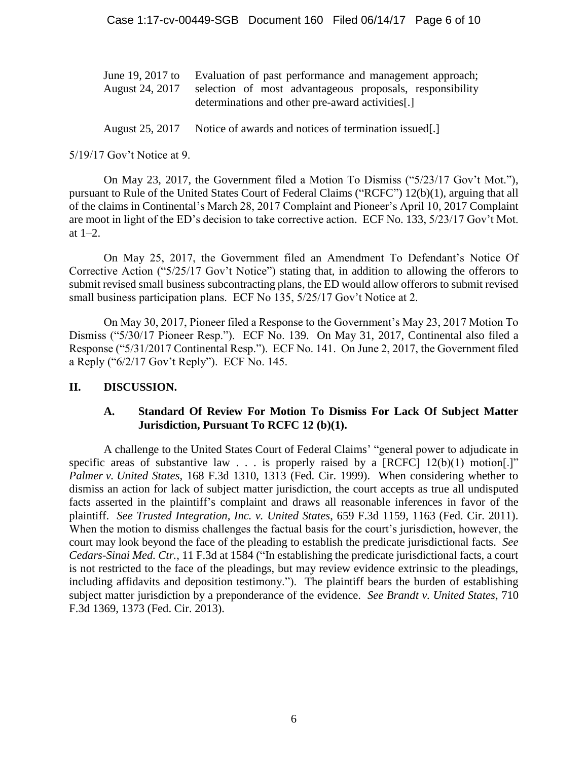| | |
|---|---|
| June 19, 2017 to August 24, 2017 | Evaluation of past performance and management approach; selection of most advantageous proposals, responsibility determinations and other pre-award activities[.] |
| August 25, 2017 | Notice of awards and notices of termination issued[.] |

5/19/17 Gov't Notice at 9.

On May 23, 2017, the Government filed a Motion To Dismiss ("5/23/17 Gov't Mot."), pursuant to Rule of the United States Court of Federal Claims ("RCFC") 12(b)(1), arguing that all of the claims in Continental's March 28, 2017 Complaint and Pioneer's April 10, 2017 Complaint are moot in light of the ED's decision to take corrective action. ECF No. 133, 5/23/17 Gov't Mot. at 1–2.

On May 25, 2017, the Government filed an Amendment To Defendant's Notice Of Corrective Action ("5/25/17 Gov't Notice") stating that, in addition to allowing the offerors to submit revised small business subcontracting plans, the ED would allow offerors to submit revised small business participation plans. ECF No 135, 5/25/17 Gov't Notice at 2.

On May 30, 2017, Pioneer filed a Response to the Government's May 23, 2017 Motion To Dismiss ("5/30/17 Pioneer Resp."). ECF No. 139. On May 31, 2017, Continental also filed a Response ("5/31/2017 Continental Resp."). ECF No. 141. On June 2, 2017, the Government filed a Reply ("6/2/17 Gov't Reply"). ECF No. 145.

## II. DISCUSSION.

### A. Standard Of Review For Motion To Dismiss For Lack Of Subject Matter Jurisdiction, Pursuant To RCFC 12 (b)(1).

A challenge to the United States Court of Federal Claims' "general power to adjudicate in specific areas of substantive law . . . is properly raised by a [RCFC] 12(b)(1) motion[.]" *Palmer v. United States*, 168 F.3d 1310, 1313 (Fed. Cir. 1999). When considering whether to dismiss an action for lack of subject matter jurisdiction, the court accepts as true all undisputed facts asserted in the plaintiff's complaint and draws all reasonable inferences in favor of the plaintiff. *See Trusted Integration, Inc. v. United States*, 659 F.3d 1159, 1163 (Fed. Cir. 2011). When the motion to dismiss challenges the factual basis for the court's jurisdiction, however, the court may look beyond the face of the pleading to establish the predicate jurisdictional facts. *See Cedars-Sinai Med. Ctr.*, 11 F.3d at 1584 ("In establishing the predicate jurisdictional facts, a court is not restricted to the face of the pleadings, but may review evidence extrinsic to the pleadings, including affidavits and deposition testimony."). The plaintiff bears the burden of establishing subject matter jurisdiction by a preponderance of the evidence. *See Brandt v. United States*, 710 F.3d 1369, 1373 (Fed. Cir. 2013).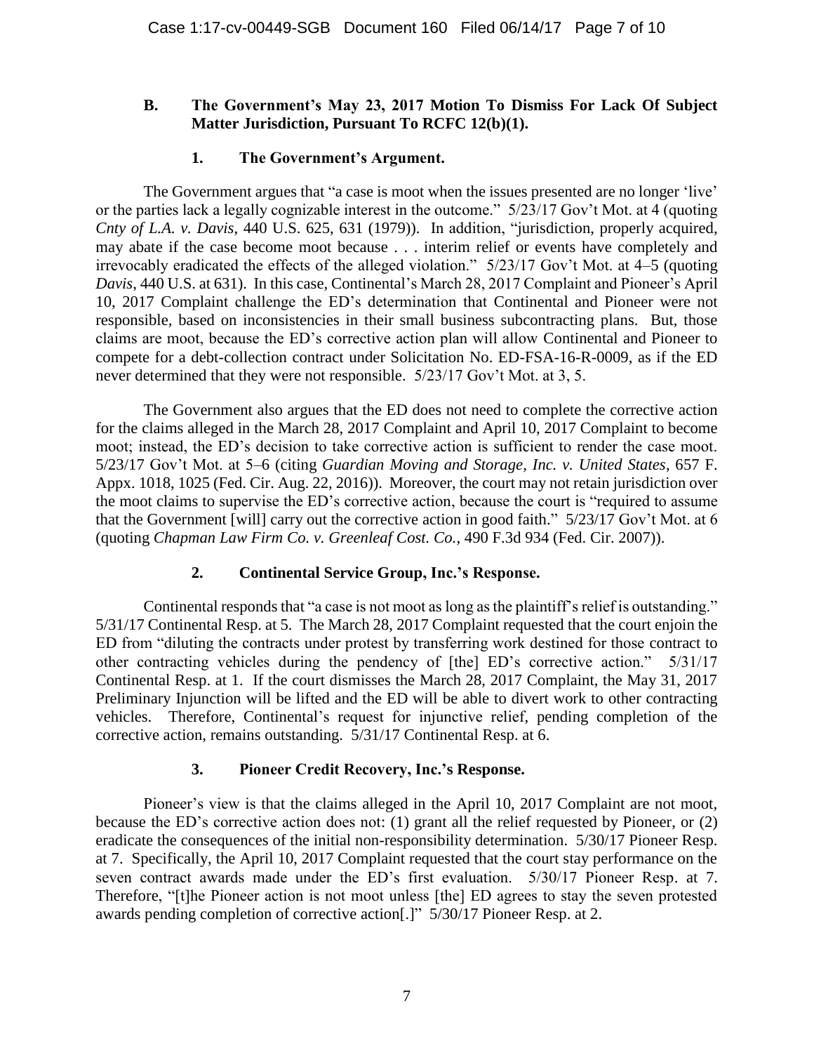### B. The Government's May 23, 2017 Motion To Dismiss For Lack Of Subject Matter Jurisdiction, Pursuant To RCFC 12(b)(1).

#### 1. The Government's Argument.

The Government argues that "a case is moot when the issues presented are no longer 'live' or the parties lack a legally cognizable interest in the outcome." 5/23/17 Gov't Mot. at 4 (quoting *Cnty of L.A. v. Davis*, 440 U.S. 625, 631 (1979)). In addition, "jurisdiction, properly acquired, may abate if the case become moot because . . . interim relief or events have completely and irrevocably eradicated the effects of the alleged violation." 5/23/17 Gov't Mot. at 4–5 (quoting *Davis*, 440 U.S. at 631). In this case, Continental's March 28, 2017 Complaint and Pioneer's April 10, 2017 Complaint challenge the ED's determination that Continental and Pioneer were not responsible, based on inconsistencies in their small business subcontracting plans. But, those claims are moot, because the ED's corrective action plan will allow Continental and Pioneer to compete for a debt-collection contract under Solicitation No. ED-FSA-16-R-0009, as if the ED never determined that they were not responsible. 5/23/17 Gov't Mot. at 3, 5.

The Government also argues that the ED does not need to complete the corrective action for the claims alleged in the March 28, 2017 Complaint and April 10, 2017 Complaint to become moot; instead, the ED's decision to take corrective action is sufficient to render the case moot. 5/23/17 Gov't Mot. at 5–6 (citing *Guardian Moving and Storage, Inc. v. United States*, 657 F. Appx. 1018, 1025 (Fed. Cir. Aug. 22, 2016)). Moreover, the court may not retain jurisdiction over the moot claims to supervise the ED's corrective action, because the court is "required to assume that the Government [will] carry out the corrective action in good faith." 5/23/17 Gov't Mot. at 6 (quoting *Chapman Law Firm Co. v. Greenleaf Cost. Co.*, 490 F.3d 934 (Fed. Cir. 2007)).

#### 2. Continental Service Group, Inc.'s Response.

Continental responds that "a case is not moot as long as the plaintiff's relief is outstanding." 5/31/17 Continental Resp. at 5. The March 28, 2017 Complaint requested that the court enjoin the ED from "diluting the contracts under protest by transferring work destined for those contract to other contracting vehicles during the pendency of [the] ED's corrective action." 5/31/17 Continental Resp. at 1. If the court dismisses the March 28, 2017 Complaint, the May 31, 2017 Preliminary Injunction will be lifted and the ED will be able to divert work to other contracting vehicles. Therefore, Continental's request for injunctive relief, pending completion of the corrective action, remains outstanding. 5/31/17 Continental Resp. at 6.

#### 3. Pioneer Credit Recovery, Inc.'s Response.

Pioneer's view is that the claims alleged in the April 10, 2017 Complaint are not moot, because the ED's corrective action does not: (1) grant all the relief requested by Pioneer, or (2) eradicate the consequences of the initial non-responsibility determination. 5/30/17 Pioneer Resp. at 7. Specifically, the April 10, 2017 Complaint requested that the court stay performance on the seven contract awards made under the ED's first evaluation. 5/30/17 Pioneer Resp. at 7. Therefore, "[t]he Pioneer action is not moot unless [the] ED agrees to stay the seven protested awards pending completion of corrective action[.]" 5/30/17 Pioneer Resp. at 2.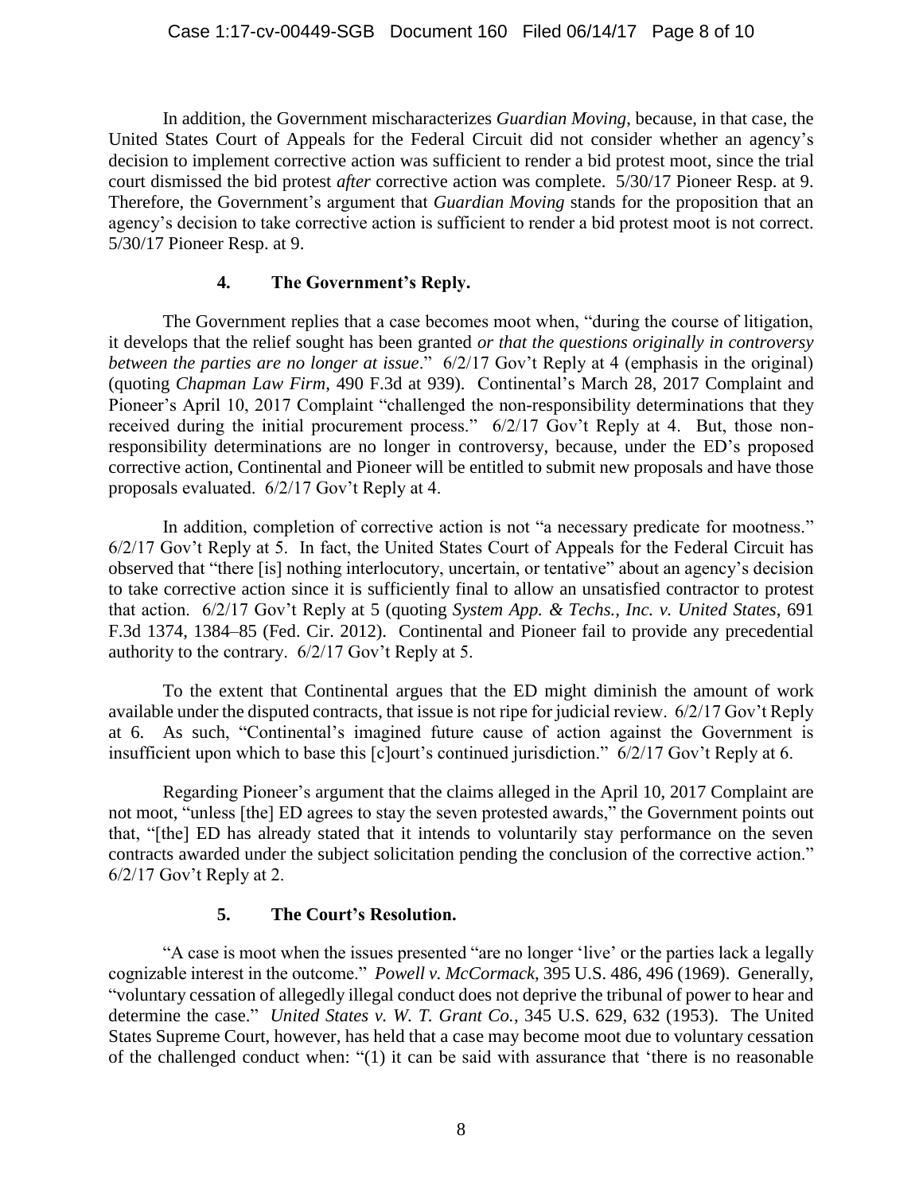In addition, the Government mischaracterizes *Guardian Moving*, because, in that case, the United States Court of Appeals for the Federal Circuit did not consider whether an agency's decision to implement corrective action was sufficient to render a bid protest moot, since the trial court dismissed the bid protest *after* corrective action was complete. 5/30/17 Pioneer Resp. at 9. Therefore, the Government's argument that *Guardian Moving* stands for the proposition that an agency's decision to take corrective action is sufficient to render a bid protest moot is not correct. 5/30/17 Pioneer Resp. at 9.

### 4. The Government's Reply.

The Government replies that a case becomes moot when, "during the course of litigation, it develops that the relief sought has been granted *or that the questions originally in controversy between the parties are no longer at issue*." 6/2/17 Gov't Reply at 4 (emphasis in the original) (quoting *Chapman Law Firm*, 490 F.3d at 939). Continental's March 28, 2017 Complaint and Pioneer's April 10, 2017 Complaint "challenged the non-responsibility determinations that they received during the initial procurement process." 6/2/17 Gov't Reply at 4. But, those non-responsibility determinations are no longer in controversy, because, under the ED's proposed corrective action, Continental and Pioneer will be entitled to submit new proposals and have those proposals evaluated. 6/2/17 Gov't Reply at 4.

In addition, completion of corrective action is not "a necessary predicate for mootness." 6/2/17 Gov't Reply at 5. In fact, the United States Court of Appeals for the Federal Circuit has observed that "there [is] nothing interlocutory, uncertain, or tentative" about an agency's decision to take corrective action since it is sufficiently final to allow an unsatisfied contractor to protest that action. 6/2/17 Gov't Reply at 5 (quoting *System App. & Techs., Inc. v. United States*, 691 F.3d 1374, 1384–85 (Fed. Cir. 2012). Continental and Pioneer fail to provide any precedential authority to the contrary. 6/2/17 Gov't Reply at 5.

To the extent that Continental argues that the ED might diminish the amount of work available under the disputed contracts, that issue is not ripe for judicial review. 6/2/17 Gov't Reply at 6. As such, "Continental's imagined future cause of action against the Government is insufficient upon which to base this [c]ourt's continued jurisdiction." 6/2/17 Gov't Reply at 6.

Regarding Pioneer's argument that the claims alleged in the April 10, 2017 Complaint are not moot, "unless [the] ED agrees to stay the seven protested awards," the Government points out that, "[the] ED has already stated that it intends to voluntarily stay performance on the seven contracts awarded under the subject solicitation pending the conclusion of the corrective action." 6/2/17 Gov't Reply at 2.

### 5. The Court's Resolution.

"A case is moot when the issues presented "are no longer 'live' or the parties lack a legally cognizable interest in the outcome." *Powell v. McCormack*, 395 U.S. 486, 496 (1969). Generally, "voluntary cessation of allegedly illegal conduct does not deprive the tribunal of power to hear and determine the case." *United States v. W. T. Grant Co.*, 345 U.S. 629, 632 (1953). The United States Supreme Court, however, has held that a case may become moot due to voluntary cessation of the challenged conduct when: "(1) it can be said with assurance that 'there is no reasonable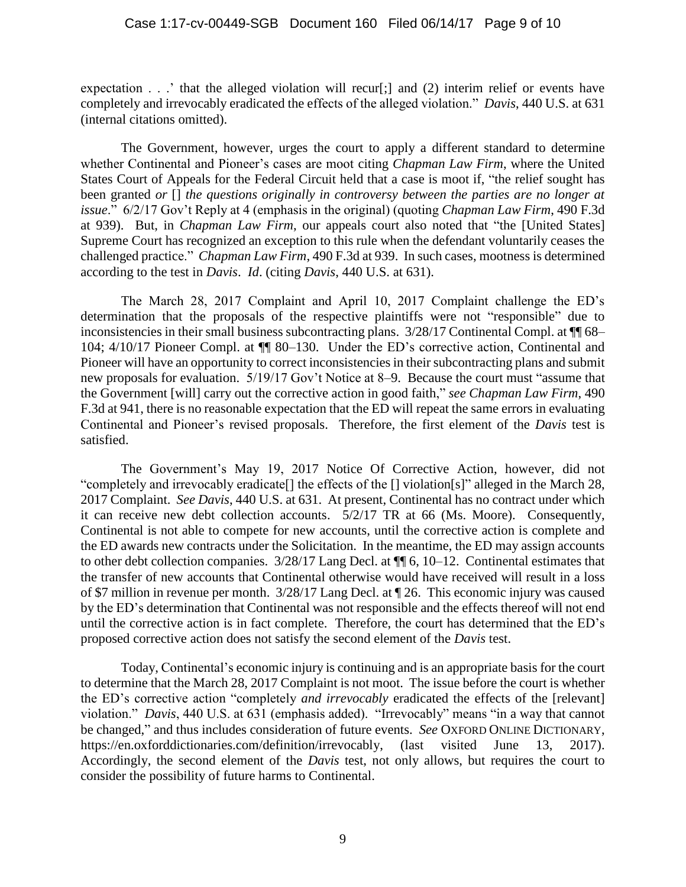expectation . . .' that the alleged violation will recur[;] and (2) interim relief or events have completely and irrevocably eradicated the effects of the alleged violation." *Davis*, 440 U.S. at 631 (internal citations omitted).

The Government, however, urges the court to apply a different standard to determine whether Continental and Pioneer's cases are moot citing *Chapman Law Firm*, where the United States Court of Appeals for the Federal Circuit held that a case is moot if, "the relief sought has been granted *or* [] *the questions originally in controversy between the parties are no longer at issue*." 6/2/17 Gov't Reply at 4 (emphasis in the original) (quoting *Chapman Law Firm*, 490 F.3d at 939). But, in *Chapman Law Firm*, our appeals court also noted that "the [United States] Supreme Court has recognized an exception to this rule when the defendant voluntarily ceases the challenged practice." *Chapman Law Firm*, 490 F.3d at 939. In such cases, mootness is determined according to the test in *Davis*. *Id*. (citing *Davis*, 440 U.S. at 631).

The March 28, 2017 Complaint and April 10, 2017 Complaint challenge the ED's determination that the proposals of the respective plaintiffs were not "responsible" due to inconsistencies in their small business subcontracting plans. 3/28/17 Continental Compl. at ¶¶ 68–104; 4/10/17 Pioneer Compl. at ¶¶ 80–130. Under the ED's corrective action, Continental and Pioneer will have an opportunity to correct inconsistencies in their subcontracting plans and submit new proposals for evaluation. 5/19/17 Gov't Notice at 8–9. Because the court must "assume that the Government [will] carry out the corrective action in good faith," *see Chapman Law Firm*, 490 F.3d at 941, there is no reasonable expectation that the ED will repeat the same errors in evaluating Continental and Pioneer's revised proposals. Therefore, the first element of the *Davis* test is satisfied.

The Government's May 19, 2017 Notice Of Corrective Action, however, did not "completely and irrevocably eradicate[] the effects of the [] violation[s]" alleged in the March 28, 2017 Complaint. *See Davis*, 440 U.S. at 631. At present, Continental has no contract under which it can receive new debt collection accounts. 5/2/17 TR at 66 (Ms. Moore). Consequently, Continental is not able to compete for new accounts, until the corrective action is complete and the ED awards new contracts under the Solicitation. In the meantime, the ED may assign accounts to other debt collection companies. 3/28/17 Lang Decl. at ¶¶ 6, 10–12. Continental estimates that the transfer of new accounts that Continental otherwise would have received will result in a loss of $7 million in revenue per month. 3/28/17 Lang Decl. at ¶ 26. This economic injury was caused by the ED's determination that Continental was not responsible and the effects thereof will not end until the corrective action is in fact complete. Therefore, the court has determined that the ED's proposed corrective action does not satisfy the second element of the *Davis* test.

Today, Continental's economic injury is continuing and is an appropriate basis for the court to determine that the March 28, 2017 Complaint is not moot. The issue before the court is whether the ED's corrective action "completely *and irrevocably* eradicated the effects of the [relevant] violation." *Davis*, 440 U.S. at 631 (emphasis added). "Irrevocably" means "in a way that cannot be changed," and thus includes consideration of future events. *See* OXFORD ONLINE DICTIONARY, https://en.oxforddictionaries.com/definition/irrevocably, (last visited June 13, 2017). Accordingly, the second element of the *Davis* test, not only allows, but requires the court to consider the possibility of future harms to Continental.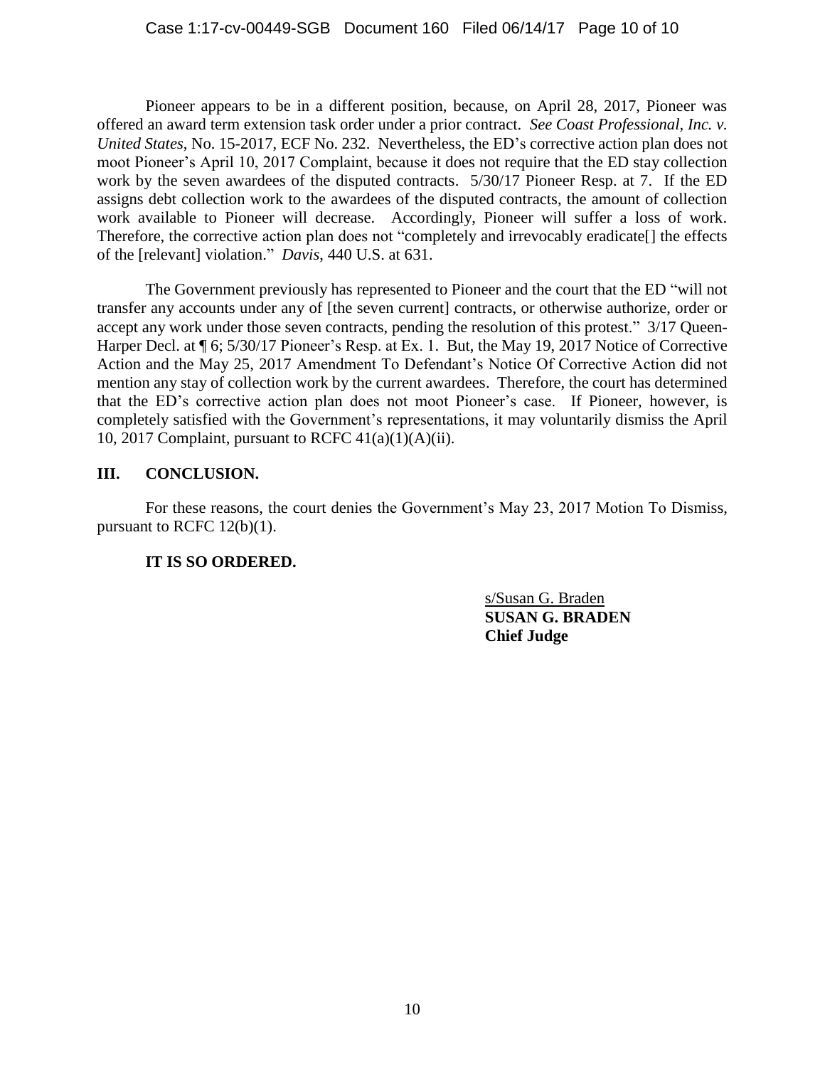Pioneer appears to be in a different position, because, on April 28, 2017, Pioneer was offered an award term extension task order under a prior contract. *See Coast Professional, Inc. v. United States*, No. 15-2017, ECF No. 232. Nevertheless, the ED's corrective action plan does not moot Pioneer's April 10, 2017 Complaint, because it does not require that the ED stay collection work by the seven awardees of the disputed contracts. 5/30/17 Pioneer Resp. at 7. If the ED assigns debt collection work to the awardees of the disputed contracts, the amount of collection work available to Pioneer will decrease. Accordingly, Pioneer will suffer a loss of work. Therefore, the corrective action plan does not "completely and irrevocably eradicate[] the effects of the [relevant] violation." *Davis*, 440 U.S. at 631.

The Government previously has represented to Pioneer and the court that the ED "will not transfer any accounts under any of [the seven current] contracts, or otherwise authorize, order or accept any work under those seven contracts, pending the resolution of this protest." 3/17 Queen-Harper Decl. at ¶ 6; 5/30/17 Pioneer's Resp. at Ex. 1. But, the May 19, 2017 Notice of Corrective Action and the May 25, 2017 Amendment To Defendant's Notice Of Corrective Action did not mention any stay of collection work by the current awardees. Therefore, the court has determined that the ED's corrective action plan does not moot Pioneer's case. If Pioneer, however, is completely satisfied with the Government's representations, it may voluntarily dismiss the April 10, 2017 Complaint, pursuant to RCFC 41(a)(1)(A)(ii).

## III. CONCLUSION.

For these reasons, the court denies the Government's May 23, 2017 Motion To Dismiss, pursuant to RCFC 12(b)(1).

**IT IS SO ORDERED.**

s/Susan G. Braden
**SUSAN G. BRADEN**
**Chief Judge**